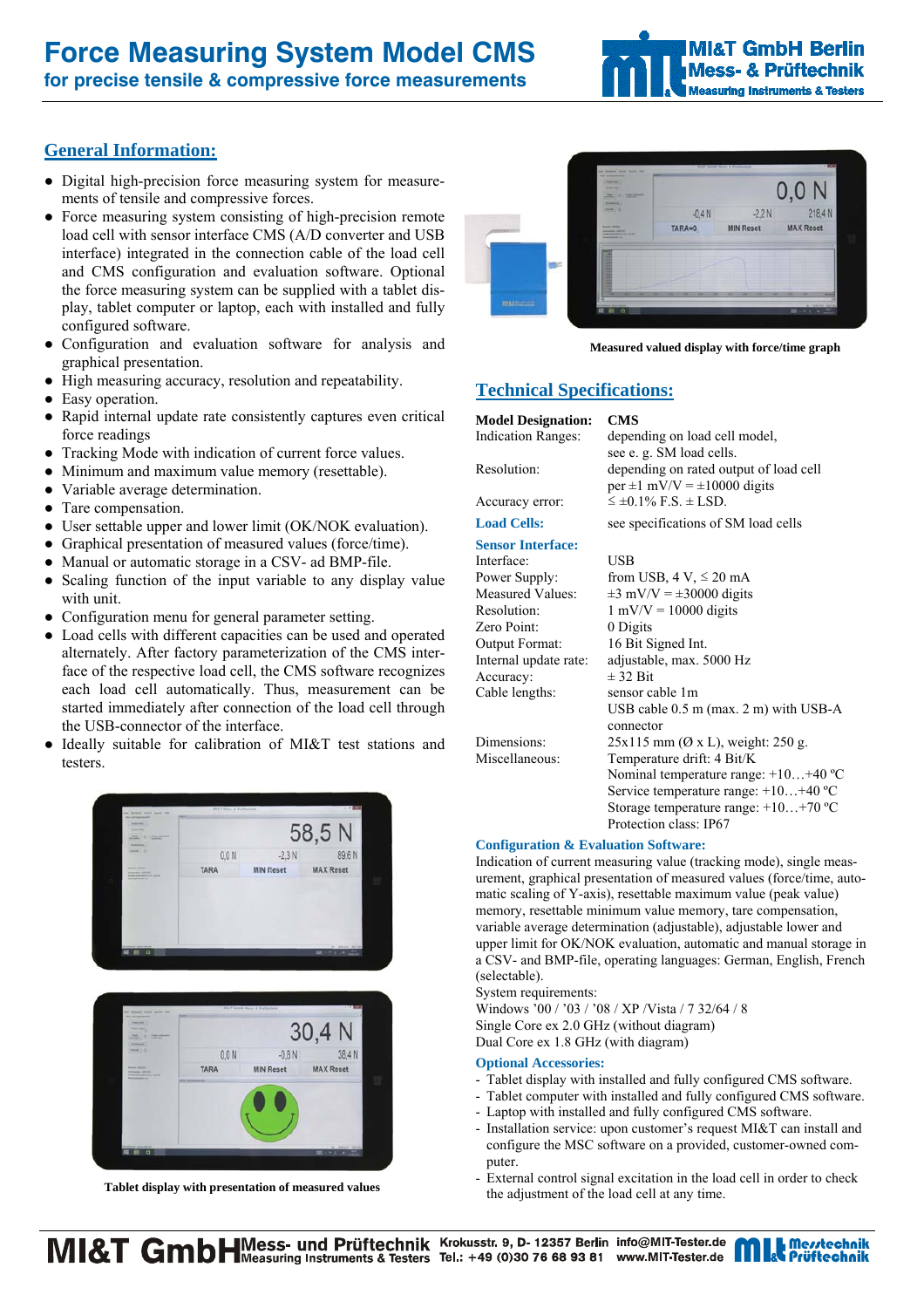# Force Measuring System Model CMS

**for precise tensile & compressive force measurements**

## General Information:

- Digital high-precision force measuring system for measurements of tensile and compressive forces.
- Force measuring system consisting of high-precision remote load cell with sensor interface CMS (A/D converter and USB interface) integrated in the connection cable of the load cell and CMS configuration and evaluation software. Optional the force measuring system can be supplied with a tablet display, tablet computer or laptop, each with installed and fully configured software.
- Configuration and evaluation software for analysis and graphical presentation.
- High measuring accuracy, resolution and repeatability.
- Easy operation.
- Rapid internal update rate consistently captures even critical force readings
- Tracking Mode with indication of current force values.
- Minimum and maximum value memory (resettable).
- Variable average determination.
- Tare compensation.
- User settable upper and lower limit (OK/NOK evaluation).
- Graphical presentation of measured values (force/time).
- Manual or automatic storage in a CSV- ad BMP-file.
- Scaling function of the input variable to any display value with unit.
- Configuration menu for general parameter setting.
- Load cells with different capacities can be used and operated alternately. After factory parameterization of the CMS interface of the respective load cell, the CMS software recognizes each load cell automatically. Thus, measurement can be started immediately after connection of the load cell through the USB-connector of the interface.
- Ideally suitable for calibration of MI&T test stations and testers.

**Tablet display with presentation of measured values**

**Measured valued display with force/time graph**

## Technical Specifications:

| | |
|---|---|
| **Model Designation:** | **CMS** |
| Indication Ranges: | depending on load cell model, see e. g. SM load cells. |
| Resolution: | depending on rated output of load cell per ±1 mV/V = ±10000 digits |
| Accuracy error: | ≤ ±0.1% F.S. ± LSD. |
| **Load Cells:** | see specifications of SM load cells |
| **Sensor Interface:** | |
| Interface: | USB |
| Power Supply: | from USB, 4 V, ≤ 20 mA |
| Measured Values: | ±3 mV/V = ±30000 digits |
| Resolution: | 1 mV/V = 10000 digits |
| Zero Point: | 0 Digits |
| Output Format: | 16 Bit Signed Int. |
| Internal update rate: | adjustable, max. 5000 Hz |
| Accuracy: | ± 32 Bit |
| Cable lengths: | sensor cable 1m<br>USB cable 0.5 m (max. 2 m) with USB-A connector |
| Dimensions: | 25x115 mm (Ø x L), weight: 250 g. |
| Miscellaneous: | Temperature drift: 4 Bit/K<br>Nominal temperature range: +10…+40 ºC<br>Service temperature range: +10…+40 ºC<br>Storage temperature range: +10…+70 ºC<br>Protection class: IP67 |

### Configuration & Evaluation Software:

Indication of current measuring value (tracking mode), single measurement, graphical presentation of measured values (force/time, automatic scaling of Y-axis), resettable maximum value (peak value) memory, resettable minimum value memory, tare compensation, variable average determination (adjustable), adjustable lower and upper limit for OK/NOK evaluation, automatic and manual storage in a CSV- and BMP-file, operating languages: German, English, French (selectable).

System requirements:
Windows '00 / '03 / '08 / XP /Vista / 7 32/64 / 8
Single Core ex 2.0 GHz (without diagram)
Dual Core ex 1.8 GHz (with diagram)

### Optional Accessories:

- Tablet display with installed and fully configured CMS software.
- Tablet computer with installed and fully configured CMS software.
- Laptop with installed and fully configured CMS software.
- Installation service: upon customer's request MI&T can install and configure the MSC software on a provided, customer-owned computer.
- External control signal excitation in the load cell in order to check the adjustment of the load cell at any time.

MI&T GmbH Mess- und Prüftechnik Measuring Instruments & Testers Krokusstr. 9, D- 12357 Berlin Tel.: +49 (0)30 76 68 93 81 info@MIT-Tester.de www.MIT-Tester.de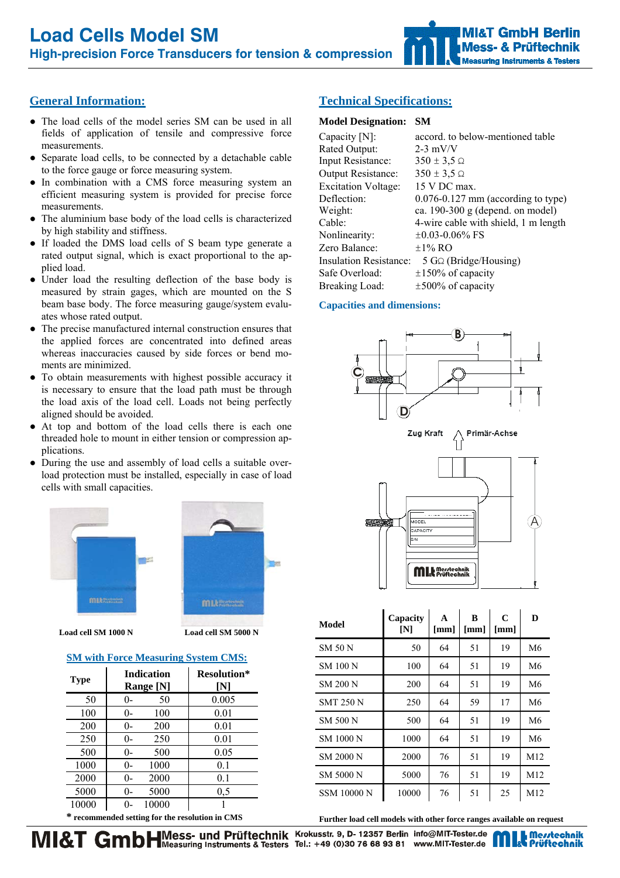# Load Cells Model SM

## High-precision Force Transducers for tension & compression

### General Information:

- The load cells of the model series SM can be used in all fields of application of tensile and compressive force measurements.
- Separate load cells, to be connected by a detachable cable to the force gauge or force measuring system.
- In combination with a CMS force measuring system an efficient measuring system is provided for precise force measurements.
- The aluminium base body of the load cells is characterized by high stability and stiffness.
- If loaded the DMS load cells of S beam type generate a rated output signal, which is exact proportional to the applied load.
- Under load the resulting deflection of the base body is measured by strain gages, which are mounted on the S beam base body. The force measuring gauge/system evaluates whose rated output.
- The precise manufactured internal construction ensures that the applied forces are concentrated into defined areas whereas inaccuracies caused by side forces or bend moments are minimized.
- To obtain measurements with highest possible accuracy it is necessary to ensure that the load path must be through the load axis of the load cell. Loads not being perfectly aligned should be avoided.
- At top and bottom of the load cells there is each one threaded hole to mount in either tension or compression applications.
- During the use and assembly of load cells a suitable overload protection must be installed, especially in case of load cells with small capacities.

Load cell SM 1000 N

Load cell SM 5000 N

### SM with Force Measuring System CMS:

| Type | Indication Range [N] | Resolution* [N] |
|---|---|---|
| 50 | 0- 50 | 0.005 |
| 100 | 0- 100 | 0.01 |
| 200 | 0- 200 | 0.01 |
| 250 | 0- 250 | 0.01 |
| 500 | 0- 500 | 0.05 |
| 1000 | 0- 1000 | 0.1 |
| 2000 | 0- 2000 | 0.1 |
| 5000 | 0- 5000 | 0,5 |
| 10000 | 0- 10000 | 1 |

\* recommended setting for the resolution in CMS

### Technical Specifications:

**Model Designation: SM**

| | |
|---|---|
| Capacity [N]: | accord. to below-mentioned table |
| Rated Output: | 2-3 mV/V |
| Input Resistance: | 350 ± 3,5 Ω |
| Output Resistance: | 350 ± 3,5 Ω |
| Excitation Voltage: | 15 V DC max. |
| Deflection: | 0.076-0.127 mm (according to type) |
| Weight: | ca. 190-300 g (depend. on model) |
| Cable: | 4-wire cable with shield, 1 m length |
| Nonlinearity: | ±0.03-0.06% FS |
| Zero Balance: | ±1% RO |
| Insulation Resistance: | 5 GΩ (Bridge/Housing) |
| Safe Overload: | ±150% of capacity |
| Breaking Load: | ±500% of capacity |

**Capacities and dimensions:**

B

C

D

Zug Kraft

Primär-Achse

A

MODEL

CAPACITY

S/N

| Model | Capacity [N] | A [mm] | B [mm] | C [mm] | D |
|---|---|---|---|---|---|
| SM 50 N | 50 | 64 | 51 | 19 | M6 |
| SM 100 N | 100 | 64 | 51 | 19 | M6 |
| SM 200 N | 200 | 64 | 51 | 19 | M6 |
| SMT 250 N | 250 | 64 | 59 | 17 | M6 |
| SM 500 N | 500 | 64 | 51 | 19 | M6 |
| SM 1000 N | 1000 | 64 | 51 | 19 | M6 |
| SM 2000 N | 2000 | 76 | 51 | 19 | M12 |
| SM 5000 N | 5000 | 76 | 51 | 19 | M12 |
| SSM 10000 N | 10000 | 76 | 51 | 25 | M12 |

**Further load cell models with other force ranges available on request**

MI&T GmbH Mess- und Prüftechnik, Measuring Instruments & Testers, Krokusstr. 9, D- 12357 Berlin, Tel.: +49 (0)30 76 68 93 81, info@MIT-Tester.de, www.MIT-Tester.de